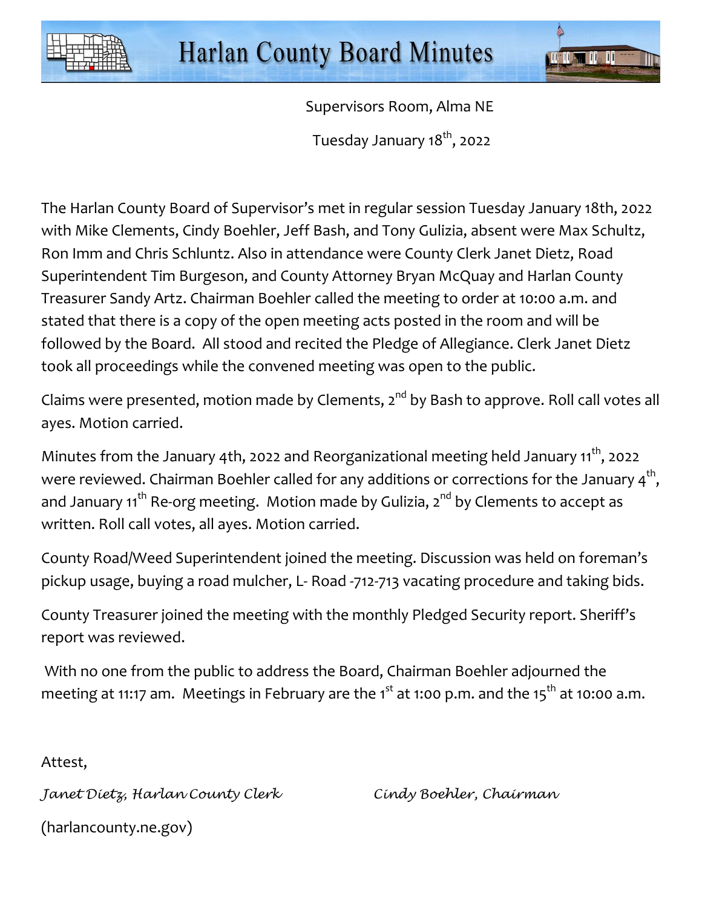# Harlan County Board Minutes

Supervisors Room, Alma NE

Tuesday January 18th, 2022

The Harlan County Board of Supervisor's met in regular session Tuesday January 18th, 2022 with Mike Clements, Cindy Boehler, Jeff Bash, and Tony Gulizia, absent were Max Schultz, Ron Imm and Chris Schluntz. Also in attendance were County Clerk Janet Dietz, Road Superintendent Tim Burgeson, and County Attorney Bryan McQuay and Harlan County Treasurer Sandy Artz. Chairman Boehler called the meeting to order at 10:00 a.m. and stated that there is a copy of the open meeting acts posted in the room and will be followed by the Board. All stood and recited the Pledge of Allegiance. Clerk Janet Dietz took all proceedings while the convened meeting was open to the public.

Claims were presented, motion made by Clements, 2nd by Bash to approve. Roll call votes all ayes. Motion carried.

Minutes from the January 4th, 2022 and Reorganizational meeting held January 11th, 2022 were reviewed. Chairman Boehler called for any additions or corrections for the January 4th, and January 11th Re-org meeting. Motion made by Gulizia, 2nd by Clements to accept as written. Roll call votes, all ayes. Motion carried.

County Road/Weed Superintendent joined the meeting. Discussion was held on foreman's pickup usage, buying a road mulcher, L- Road -712-713 vacating procedure and taking bids.

County Treasurer joined the meeting with the monthly Pledged Security report. Sheriff's report was reviewed.

With no one from the public to address the Board, Chairman Boehler adjourned the meeting at 11:17 am. Meetings in February are the 1st at 1:00 p.m. and the 15th at 10:00 a.m.

Attest,

*Janet Dietz, Harlan County Clerk* *Cindy Boehler, Chairman*

(harlancounty.ne.gov)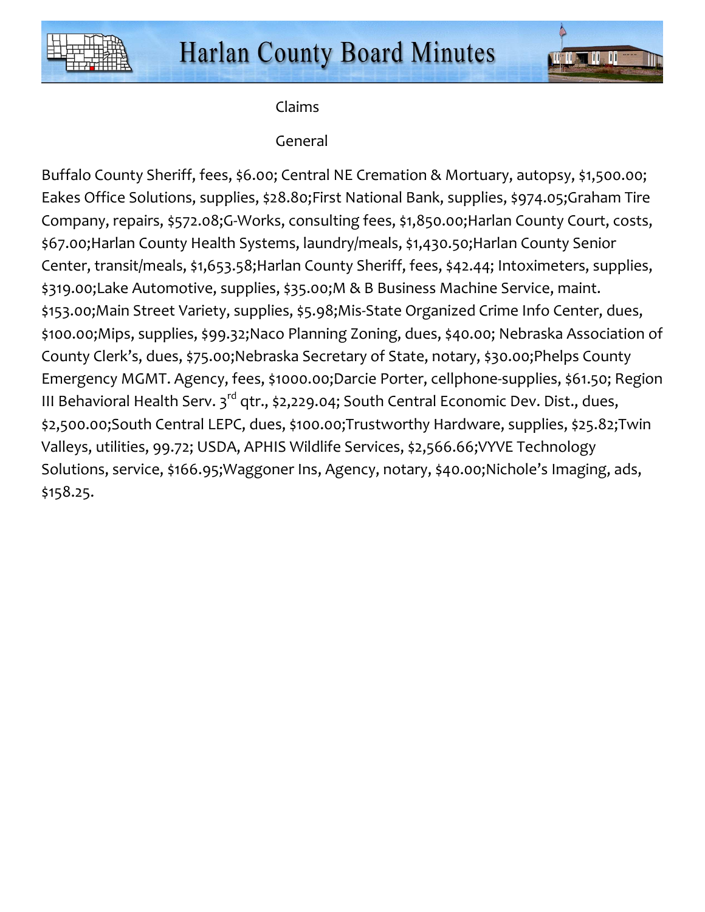Claims

General

Buffalo County Sheriff, fees, $6.00; Central NE Cremation & Mortuary, autopsy, $1,500.00; Eakes Office Solutions, supplies, $28.80;First National Bank, supplies, $974.05;Graham Tire Company, repairs, $572.08;G-Works, consulting fees, $1,850.00;Harlan County Court, costs, $67.00;Harlan County Health Systems, laundry/meals, $1,430.50;Harlan County Senior Center, transit/meals, $1,653.58;Harlan County Sheriff, fees, $42.44; Intoximeters, supplies, $319.00;Lake Automotive, supplies, $35.00;M & B Business Machine Service, maint. $153.00;Main Street Variety, supplies, $5.98;Mis-State Organized Crime Info Center, dues, $100.00;Mips, supplies, $99.32;Naco Planning Zoning, dues, $40.00; Nebraska Association of County Clerk's, dues, $75.00;Nebraska Secretary of State, notary, $30.00;Phelps County Emergency MGMT. Agency, fees, $1000.00;Darcie Porter, cellphone-supplies, $61.50; Region III Behavioral Health Serv. 3rd qtr., $2,229.04; South Central Economic Dev. Dist., dues, $2,500.00;South Central LEPC, dues, $100.00;Trustworthy Hardware, supplies, $25.82;Twin Valleys, utilities, 99.72; USDA, APHIS Wildlife Services, $2,566.66;VYVE Technology Solutions, service, $166.95;Waggoner Ins, Agency, notary, $40.00;Nichole's Imaging, ads, $158.25.